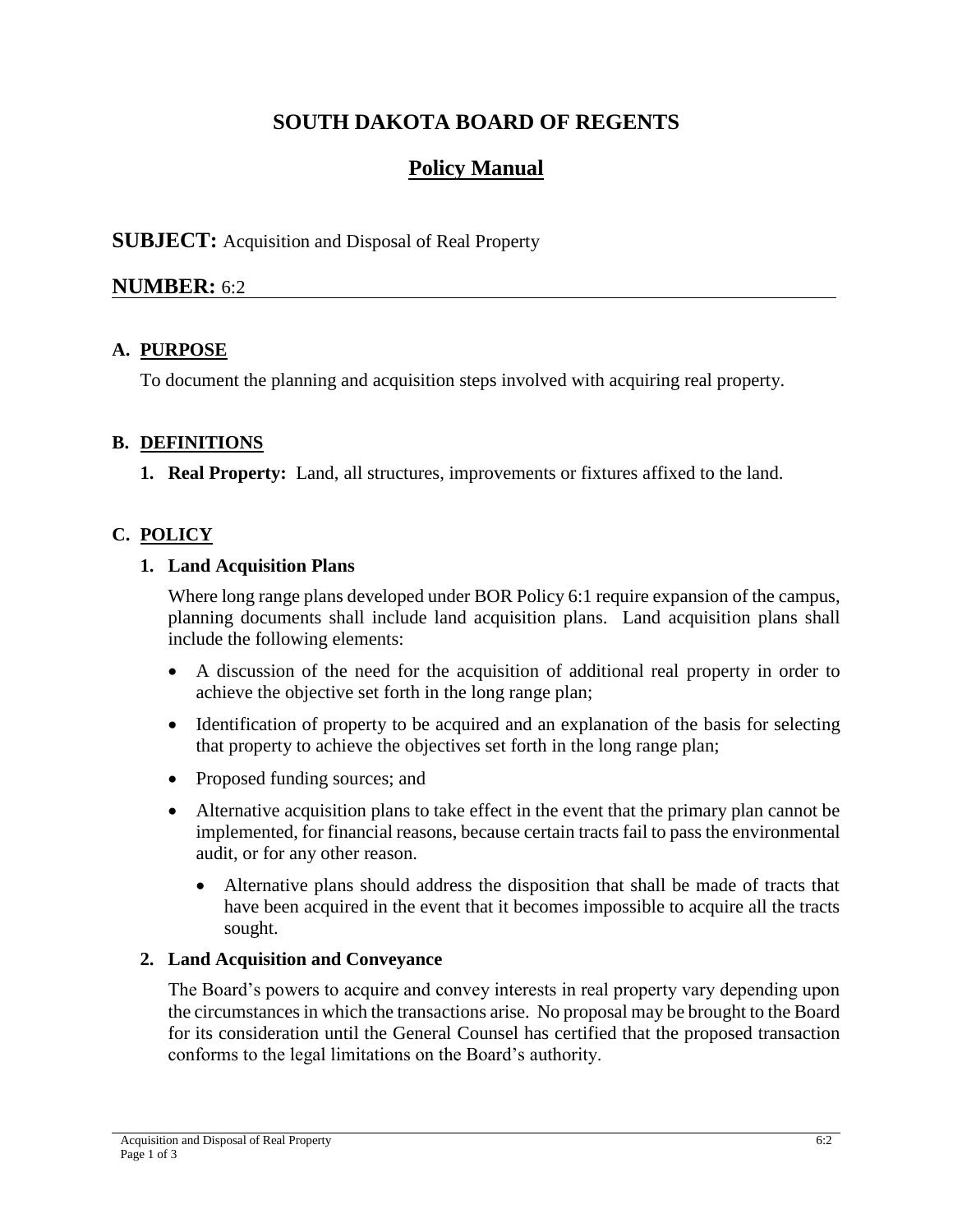# SOUTH DAKOTA BOARD OF REGENTS

## Policy Manual

**SUBJECT:** Acquisition and Disposal of Real Property

**NUMBER:** 6:2

---

### A. PURPOSE

To document the planning and acquisition steps involved with acquiring real property.

### B. DEFINITIONS

1. **Real Property:** Land, all structures, improvements or fixtures affixed to the land.

### C. POLICY

#### 1. Land Acquisition Plans

Where long range plans developed under BOR Policy 6:1 require expansion of the campus, planning documents shall include land acquisition plans. Land acquisition plans shall include the following elements:

- A discussion of the need for the acquisition of additional real property in order to achieve the objective set forth in the long range plan;
- Identification of property to be acquired and an explanation of the basis for selecting that property to achieve the objectives set forth in the long range plan;
- Proposed funding sources; and
- Alternative acquisition plans to take effect in the event that the primary plan cannot be implemented, for financial reasons, because certain tracts fail to pass the environmental audit, or for any other reason.
  - Alternative plans should address the disposition that shall be made of tracts that have been acquired in the event that it becomes impossible to acquire all the tracts sought.

#### 2. Land Acquisition and Conveyance

The Board's powers to acquire and convey interests in real property vary depending upon the circumstances in which the transactions arise. No proposal may be brought to the Board for its consideration until the General Counsel has certified that the proposed transaction conforms to the legal limitations on the Board's authority.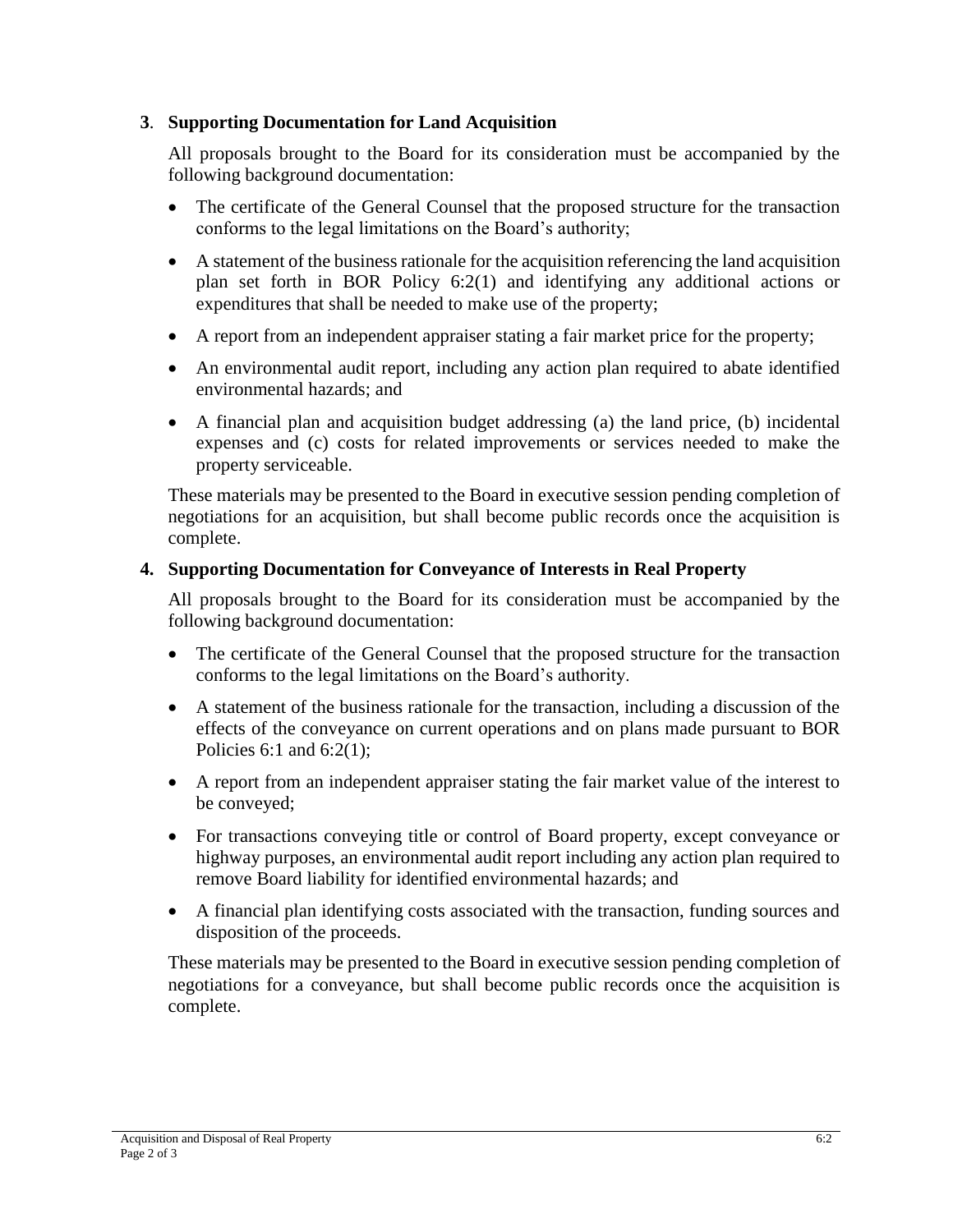**3. Supporting Documentation for Land Acquisition**

All proposals brought to the Board for its consideration must be accompanied by the following background documentation:

- The certificate of the General Counsel that the proposed structure for the transaction conforms to the legal limitations on the Board's authority;
- A statement of the business rationale for the acquisition referencing the land acquisition plan set forth in BOR Policy 6:2(1) and identifying any additional actions or expenditures that shall be needed to make use of the property;
- A report from an independent appraiser stating a fair market price for the property;
- An environmental audit report, including any action plan required to abate identified environmental hazards; and
- A financial plan and acquisition budget addressing (a) the land price, (b) incidental expenses and (c) costs for related improvements or services needed to make the property serviceable.

These materials may be presented to the Board in executive session pending completion of negotiations for an acquisition, but shall become public records once the acquisition is complete.

**4. Supporting Documentation for Conveyance of Interests in Real Property**

All proposals brought to the Board for its consideration must be accompanied by the following background documentation:

- The certificate of the General Counsel that the proposed structure for the transaction conforms to the legal limitations on the Board's authority.
- A statement of the business rationale for the transaction, including a discussion of the effects of the conveyance on current operations and on plans made pursuant to BOR Policies 6:1 and 6:2(1);
- A report from an independent appraiser stating the fair market value of the interest to be conveyed;
- For transactions conveying title or control of Board property, except conveyance or highway purposes, an environmental audit report including any action plan required to remove Board liability for identified environmental hazards; and
- A financial plan identifying costs associated with the transaction, funding sources and disposition of the proceeds.

These materials may be presented to the Board in executive session pending completion of negotiations for a conveyance, but shall become public records once the acquisition is complete.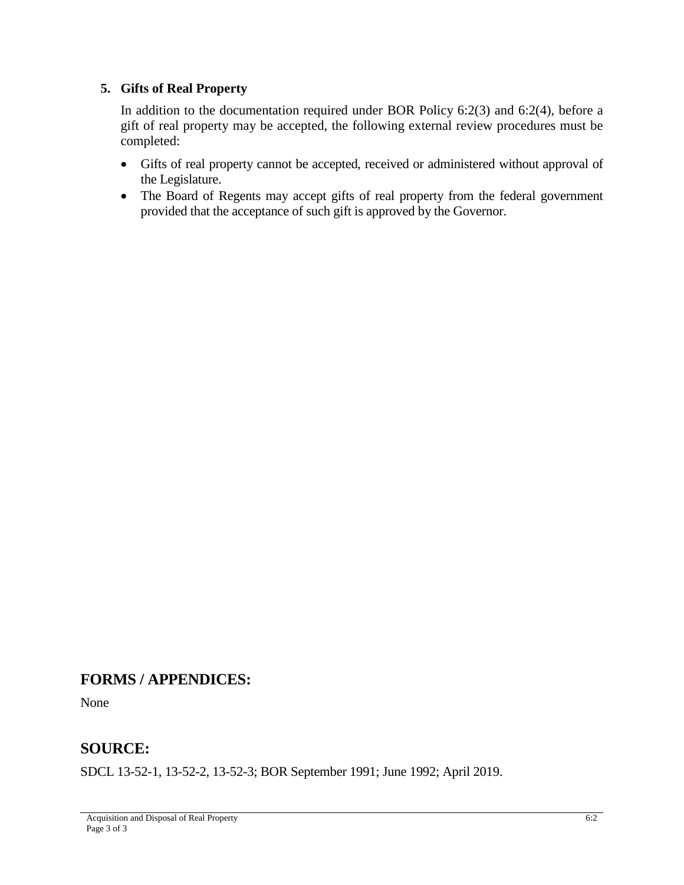**5. Gifts of Real Property**

In addition to the documentation required under BOR Policy 6:2(3) and 6:2(4), before a gift of real property may be accepted, the following external review procedures must be completed:

- Gifts of real property cannot be accepted, received or administered without approval of the Legislature.
- The Board of Regents may accept gifts of real property from the federal government provided that the acceptance of such gift is approved by the Governor.

## FORMS / APPENDICES:

None

## SOURCE:

SDCL 13-52-1, 13-52-2, 13-52-3; BOR September 1991; June 1992; April 2019.